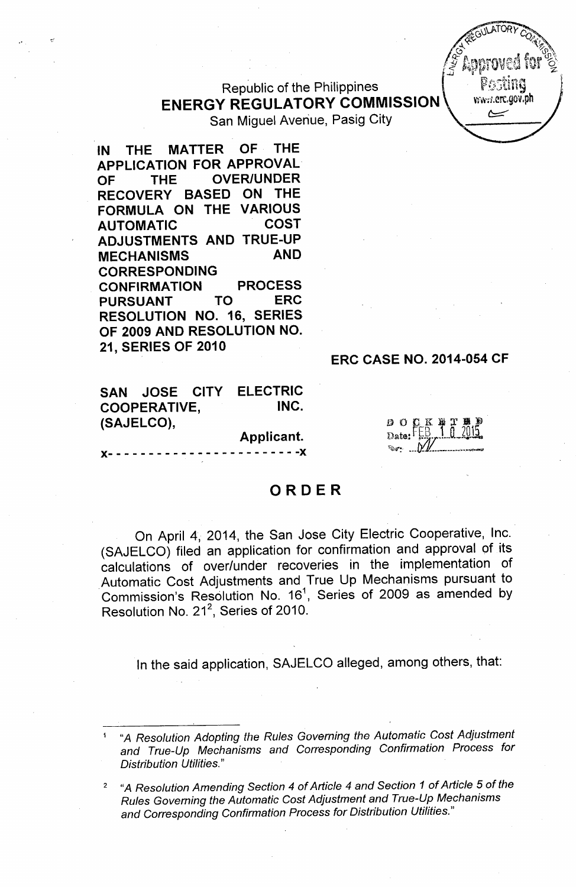Republic of the Philippines
**ENERGY REGULATORY COMMISSION**
San Miguel Avenue, Pasig City

**IN THE MATTER OF THE APPLICATION FOR APPROVAL OF THE OVER/UNDER RECOVERY BASED ON THE FORMULA ON THE VARIOUS AUTOMATIC COST ADJUSTMENTS AND TRUE-UP MECHANISMS AND CORRESPONDING CONFIRMATION PROCESS PURSUANT TO ERC RESOLUTION NO. 16, SERIES OF 2009 AND RESOLUTION NO. 21, SERIES OF 2010**

**ERC CASE NO. 2014-054 CF**

**SAN JOSE CITY ELECTRIC COOPERATIVE, INC. (SAJELCO),**
**Applicant.**

x- - - - - - - - - - - - - - - - - - - - - - - -x

DOCKETED
Date: FEB 10 2015
By: ...

## ORDER

On April 4, 2014, the San Jose City Electric Cooperative, Inc. (SAJELCO) filed an application for confirmation and approval of its calculations of over/under recoveries in the implementation of Automatic Cost Adjustments and True Up Mechanisms pursuant to Commission's Resolution No. 16[1], Series of 2009 as amended by Resolution No. 21[2], Series of 2010.

In the said application, SAJELCO alleged, among others, that:

---

[1] *"A Resolution Adopting the Rules Governing the Automatic Cost Adjustment and True-Up Mechanisms and Corresponding Confirmation Process for Distribution Utilities."*

[2] *"A Resolution Amending Section 4 of Article 4 and Section 1 of Article 5 of the Rules Governing the Automatic Cost Adjustment and True-Up Mechanisms and Corresponding Confirmation Process for Distribution Utilities."*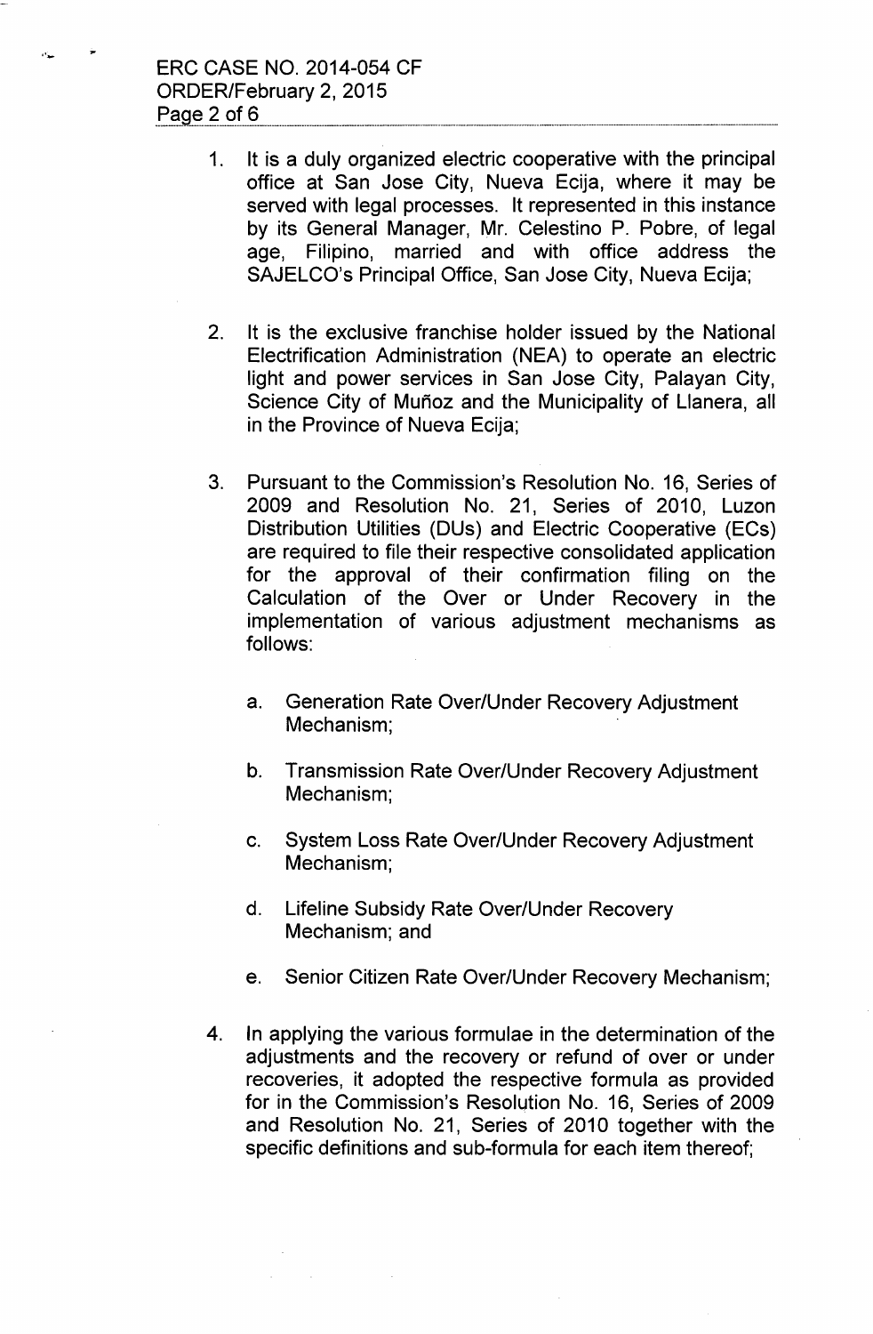1. It is a duly organized electric cooperative with the principal office at San Jose City, Nueva Ecija, where it may be served with legal processes. It represented in this instance by its General Manager, Mr. Celestino P. Pobre, of legal age, Filipino, married and with office address the SAJELCO's Principal Office, San Jose City, Nueva Ecija;

2. It is the exclusive franchise holder issued by the National Electrification Administration (NEA) to operate an electric light and power services in San Jose City, Palayan City, Science City of Muñoz and the Municipality of Llanera, all in the Province of Nueva Ecija;

3. Pursuant to the Commission's Resolution No. 16, Series of 2009 and Resolution No. 21, Series of 2010, Luzon Distribution Utilities (DUs) and Electric Cooperative (ECs) are required to file their respective consolidated application for the approval of their confirmation filing on the Calculation of the Over or Under Recovery in the implementation of various adjustment mechanisms as follows:

   a. Generation Rate Over/Under Recovery Adjustment Mechanism;

   b. Transmission Rate Over/Under Recovery Adjustment Mechanism;

   c. System Loss Rate Over/Under Recovery Adjustment Mechanism;

   d. Lifeline Subsidy Rate Over/Under Recovery Mechanism; and

   e. Senior Citizen Rate Over/Under Recovery Mechanism;

4. In applying the various formulae in the determination of the adjustments and the recovery or refund of over or under recoveries, it adopted the respective formula as provided for in the Commission's Resolution No. 16, Series of 2009 and Resolution No. 21, Series of 2010 together with the specific definitions and sub-formula for each item thereof;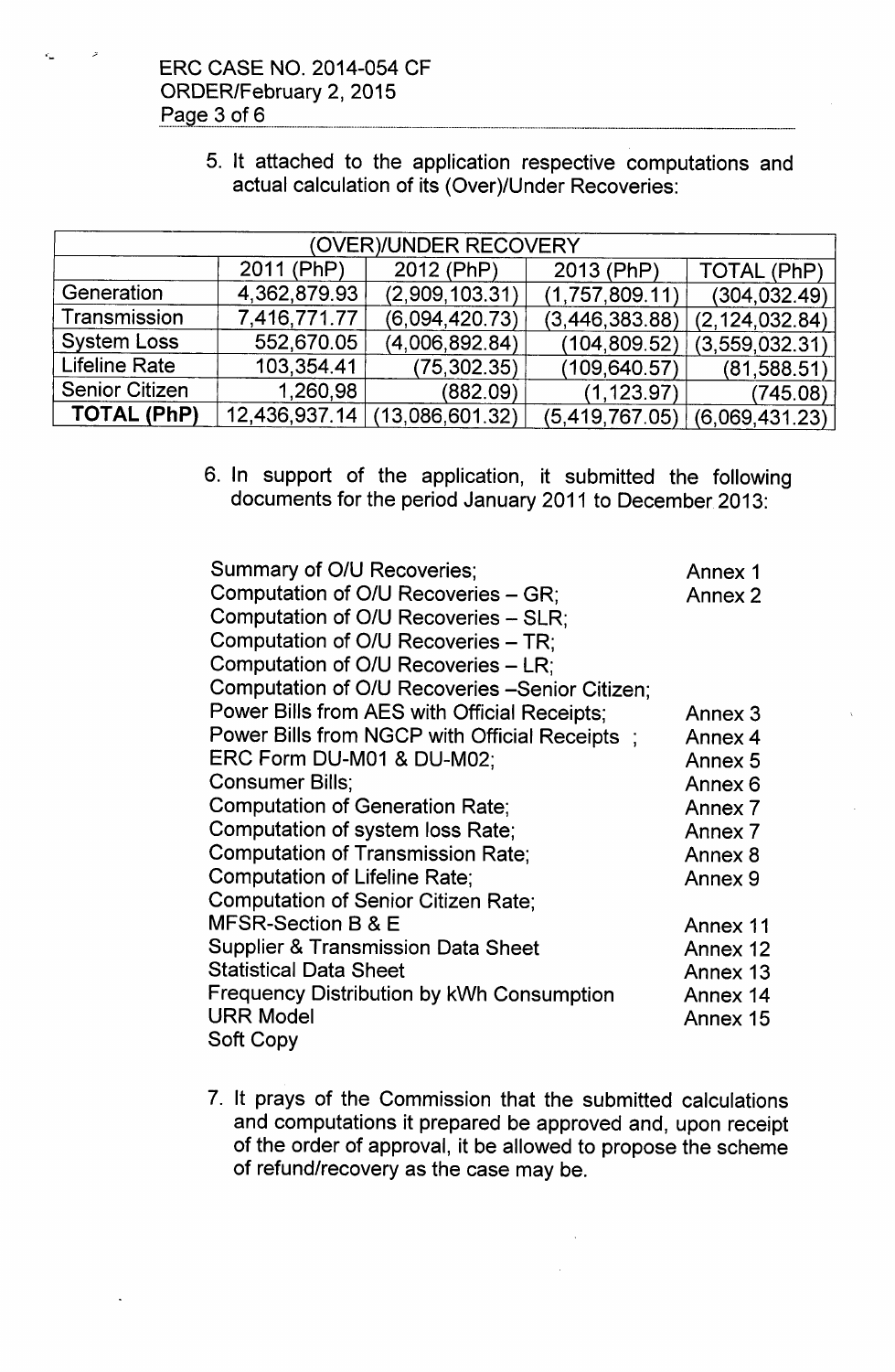5. It attached to the application respective computations and actual calculation of its (Over)/Under Recoveries:

| (OVER)/UNDER RECOVERY | | | | |
|---|---|---|---|---|
| | 2011 (PhP) | 2012 (PhP) | 2013 (PhP) | TOTAL (PhP) |
| Generation | 4,362,879.93 | (2,909,103.31) | (1,757,809.11) | (304,032.49) |
| Transmission | 7,416,771.77 | (6,094,420.73) | (3,446,383.88) | (2,124,032.84) |
| System Loss | 552,670.05 | (4,006,892.84) | (104,809.52) | (3,559,032.31) |
| Lifeline Rate | 103,354.41 | (75,302.35) | (109,640.57) | (81,588.51) |
| Senior Citizen | 1,260,98 | (882.09) | (1,123.97) | (745.08) |
| **TOTAL (PhP)** | 12,436,937.14 | (13,086,601.32) | (5,419,767.05) | (6,069,431.23) |

6. In support of the application, it submitted the following documents for the period January 2011 to December 2013:

| | |
|---|---|
| Summary of O/U Recoveries; | Annex 1 |
| Computation of O/U Recoveries – GR; | Annex 2 |
| Computation of O/U Recoveries – SLR; | |
| Computation of O/U Recoveries – TR; | |
| Computation of O/U Recoveries – LR; | |
| Computation of O/U Recoveries –Senior Citizen; | |
| Power Bills from AES with Official Receipts; | Annex 3 |
| Power Bills from NGCP with Official Receipts ; | Annex 4 |
| ERC Form DU-M01 & DU-M02; | Annex 5 |
| Consumer Bills; | Annex 6 |
| Computation of Generation Rate; | Annex 7 |
| Computation of system loss Rate; | Annex 7 |
| Computation of Transmission Rate; | Annex 8 |
| Computation of Lifeline Rate; | Annex 9 |
| Computation of Senior Citizen Rate; | |
| MFSR-Section B & E | Annex 11 |
| Supplier & Transmission Data Sheet | Annex 12 |
| Statistical Data Sheet | Annex 13 |
| Frequency Distribution by kWh Consumption | Annex 14 |
| URR Model | Annex 15 |
| Soft Copy | |

7. It prays of the Commission that the submitted calculations and computations it prepared be approved and, upon receipt of the order of approval, it be allowed to propose the scheme of refund/recovery as the case may be.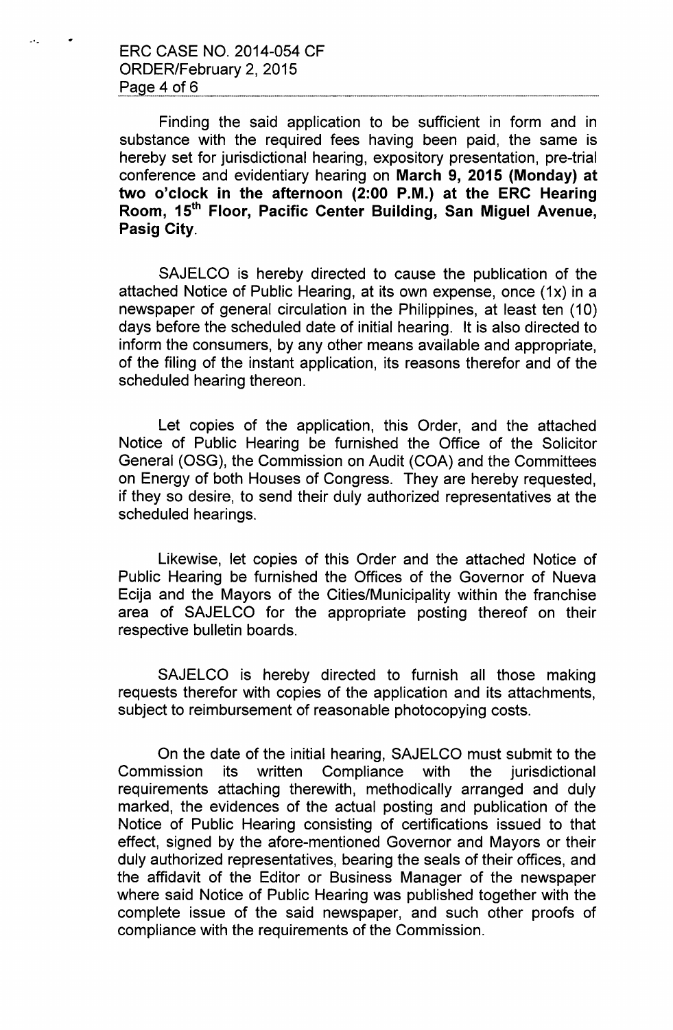Finding the said application to be sufficient in form and in substance with the required fees having been paid, the same is hereby set for jurisdictional hearing, expository presentation, pre-trial conference and evidentiary hearing on **March 9, 2015 (Monday) at two o'clock in the afternoon (2:00 P.M.) at the ERC Hearing Room, 15th Floor, Pacific Center Building, San Miguel Avenue, Pasig City**.

SAJELCO is hereby directed to cause the publication of the attached Notice of Public Hearing, at its own expense, once (1x) in a newspaper of general circulation in the Philippines, at least ten (10) days before the scheduled date of initial hearing. It is also directed to inform the consumers, by any other means available and appropriate, of the filing of the instant application, its reasons therefor and of the scheduled hearing thereon.

Let copies of the application, this Order, and the attached Notice of Public Hearing be furnished the Office of the Solicitor General (OSG), the Commission on Audit (COA) and the Committees on Energy of both Houses of Congress. They are hereby requested, if they so desire, to send their duly authorized representatives at the scheduled hearings.

Likewise, let copies of this Order and the attached Notice of Public Hearing be furnished the Offices of the Governor of Nueva Ecija and the Mayors of the Cities/Municipality within the franchise area of SAJELCO for the appropriate posting thereof on their respective bulletin boards.

SAJELCO is hereby directed to furnish all those making requests therefor with copies of the application and its attachments, subject to reimbursement of reasonable photocopying costs.

On the date of the initial hearing, SAJELCO must submit to the Commission its written Compliance with the jurisdictional requirements attaching therewith, methodically arranged and duly marked, the evidences of the actual posting and publication of the Notice of Public Hearing consisting of certifications issued to that effect, signed by the afore-mentioned Governor and Mayors or their duly authorized representatives, bearing the seals of their offices, and the affidavit of the Editor or Business Manager of the newspaper where said Notice of Public Hearing was published together with the complete issue of the said newspaper, and such other proofs of compliance with the requirements of the Commission.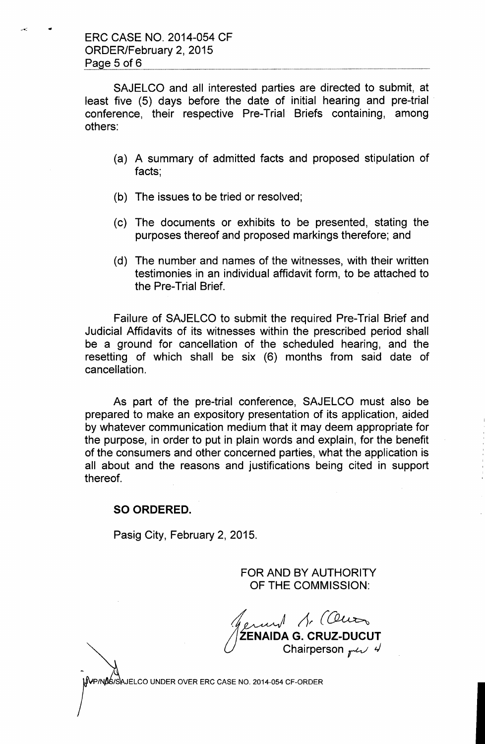SAJELCO and all interested parties are directed to submit, at least five (5) days before the date of initial hearing and pre-trial conference, their respective Pre-Trial Briefs containing, among others:

(a) A summary of admitted facts and proposed stipulation of facts;

(b) The issues to be tried or resolved;

(c) The documents or exhibits to be presented, stating the purposes thereof and proposed markings therefore; and

(d) The number and names of the witnesses, with their written testimonies in an individual affidavit form, to be attached to the Pre-Trial Brief.

Failure of SAJELCO to submit the required Pre-Trial Brief and Judicial Affidavits of its witnesses within the prescribed period shall be a ground for cancellation of the scheduled hearing, and the resetting of which shall be six (6) months from said date of cancellation.

As part of the pre-trial conference, SAJELCO must also be prepared to make an expository presentation of its application, aided by whatever communication medium that it may deem appropriate for the purpose, in order to put in plain words and explain, for the benefit of the consumers and other concerned parties, what the application is all about and the reasons and justifications being cited in support thereof.

**SO ORDERED.**

Pasig City, February 2, 2015.

FOR AND BY AUTHORITY OF THE COMMISSION:

**ZENAIDA G. CRUZ-DUCUT**
Chairperson

VP/NDS/SAJELCO UNDER OVER ERC CASE NO. 2014-054 CF-ORDER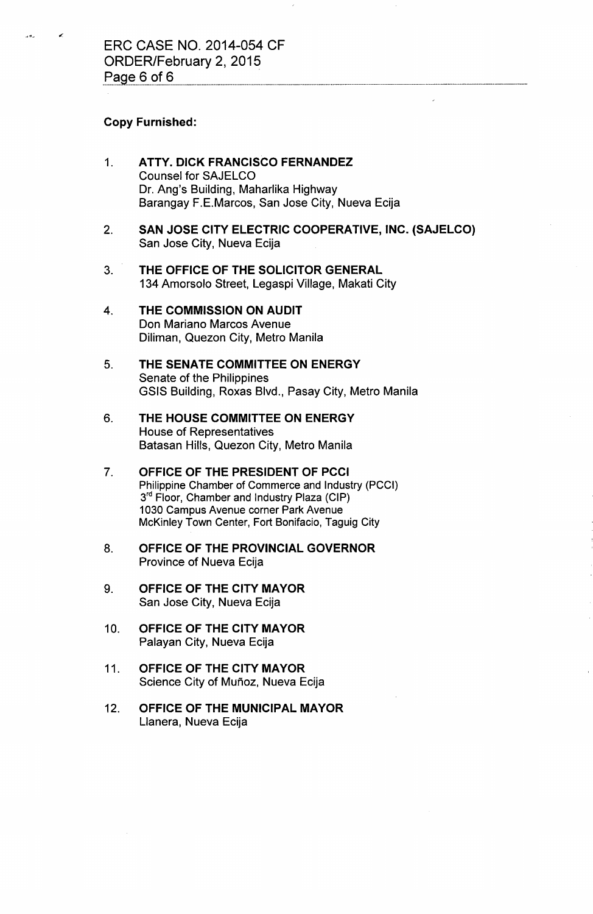**Copy Furnished:**

1. **ATTY. DICK FRANCISCO FERNANDEZ**
   Counsel for SAJELCO
   Dr. Ang's Building, Maharlika Highway
   Barangay F.E.Marcos, San Jose City, Nueva Ecija

2. **SAN JOSE CITY ELECTRIC COOPERATIVE, INC. (SAJELCO)**
   San Jose City, Nueva Ecija

3. **THE OFFICE OF THE SOLICITOR GENERAL**
   134 Amorsolo Street, Legaspi Village, Makati City

4. **THE COMMISSION ON AUDIT**
   Don Mariano Marcos Avenue
   Diliman, Quezon City, Metro Manila

5. **THE SENATE COMMITTEE ON ENERGY**
   Senate of the Philippines
   GSIS Building, Roxas Blvd., Pasay City, Metro Manila

6. **THE HOUSE COMMITTEE ON ENERGY**
   House of Representatives
   Batasan Hills, Quezon City, Metro Manila

7. **OFFICE OF THE PRESIDENT OF PCCI**
   Philippine Chamber of Commerce and Industry (PCCI)
   3rd Floor, Chamber and Industry Plaza (CIP)
   1030 Campus Avenue corner Park Avenue
   McKinley Town Center, Fort Bonifacio, Taguig City

8. **OFFICE OF THE PROVINCIAL GOVERNOR**
   Province of Nueva Ecija

9. **OFFICE OF THE CITY MAYOR**
   San Jose City, Nueva Ecija

10. **OFFICE OF THE CITY MAYOR**
    Palayan City, Nueva Ecija

11. **OFFICE OF THE CITY MAYOR**
    Science City of Muñoz, Nueva Ecija

12. **OFFICE OF THE MUNICIPAL MAYOR**
    Llanera, Nueva Ecija